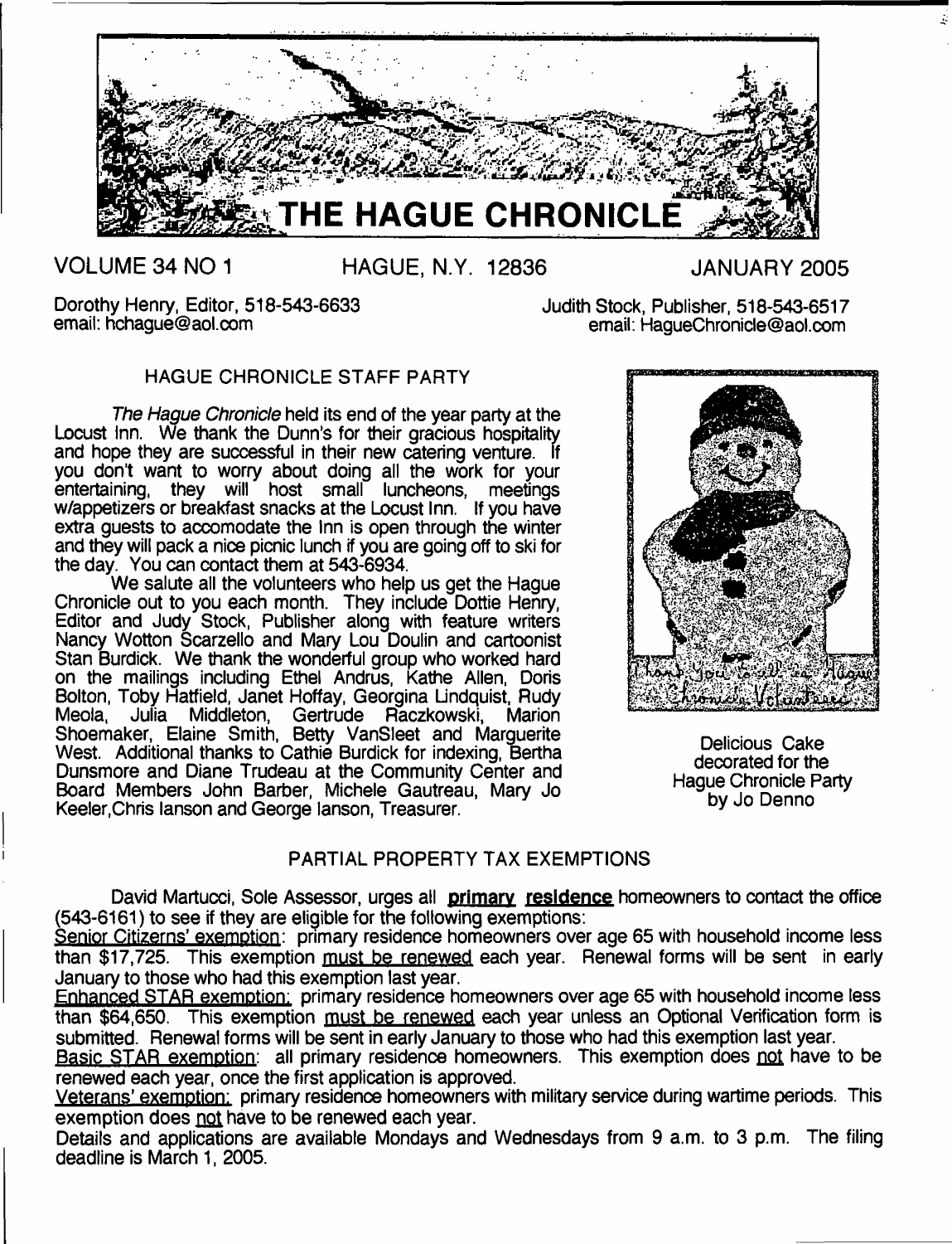# THE HAGUE CHRONICLE

VOLUME 34 NO 1 HAGUE, N.Y. 12836 JANUARY 2005

Dorothy Henry, Editor, 518-543-6633
email: hchague@aol.com

Judith Stock, Publisher, 518-543-6517
email: HagueChronicle@aol.com

## HAGUE CHRONICLE STAFF PARTY

*The Hague Chronicle* held its end of the year party at the Locust Inn. We thank the Dunn's for their gracious hospitality and hope they are successful in their new catering venture. If you don't want to worry about doing all the work for your entertaining, they will host small luncheons, meetings w/appetizers or breakfast snacks at the Locust Inn. If you have extra guests to accomodate the Inn is open through the winter and they will pack a nice picnic lunch if you are going off to ski for the day. You can contact them at 543-6934.

We salute all the volunteers who help us get the Hague Chronicle out to you each month. They include Dottie Henry, Editor and Judy Stock, Publisher along with feature writers Nancy Wotton Scarzello and Mary Lou Doulin and cartoonist Stan Burdick. We thank the wonderful group who worked hard on the mailings including Ethel Andrus, Kathe Allen, Doris Bolton, Toby Hatfield, Janet Hoffay, Georgina Lindquist, Rudy Meola, Julia Middleton, Gertrude Raczkowski, Marion Shoemaker, Elaine Smith, Betty VanSleet and Marguerite West. Additional thanks to Cathie Burdick for indexing, Bertha Dunsmore and Diane Trudeau at the Community Center and Board Members John Barber, Michele Gautreau, Mary Jo Keeler,Chris Ianson and George Ianson, Treasurer.

Delicious Cake decorated for the Hague Chronicle Party by Jo Denno

## PARTIAL PROPERTY TAX EXEMPTIONS

David Martucci, Sole Assessor, urges all **primary residence** homeowners to contact the office (543-6161) to see if they are eligible for the following exemptions:

Senior Citizerns' exemption: primary residence homeowners over age 65 with household income less than $17,725. This exemption must be renewed each year. Renewal forms will be sent in early January to those who had this exemption last year.

Enhanced STAR exemption: primary residence homeowners over age 65 with household income less than $64,650. This exemption must be renewed each year unless an Optional Verification form is submitted. Renewal forms will be sent in early January to those who had this exemption last year.

Basic STAR exemption: all primary residence homeowners. This exemption does not have to be renewed each year, once the first application is approved.

Veterans' exemption: primary residence homeowners with military service during wartime periods. This exemption does not have to be renewed each year.

Details and applications are available Mondays and Wednesdays from 9 a.m. to 3 p.m. The filing deadline is March 1, 2005.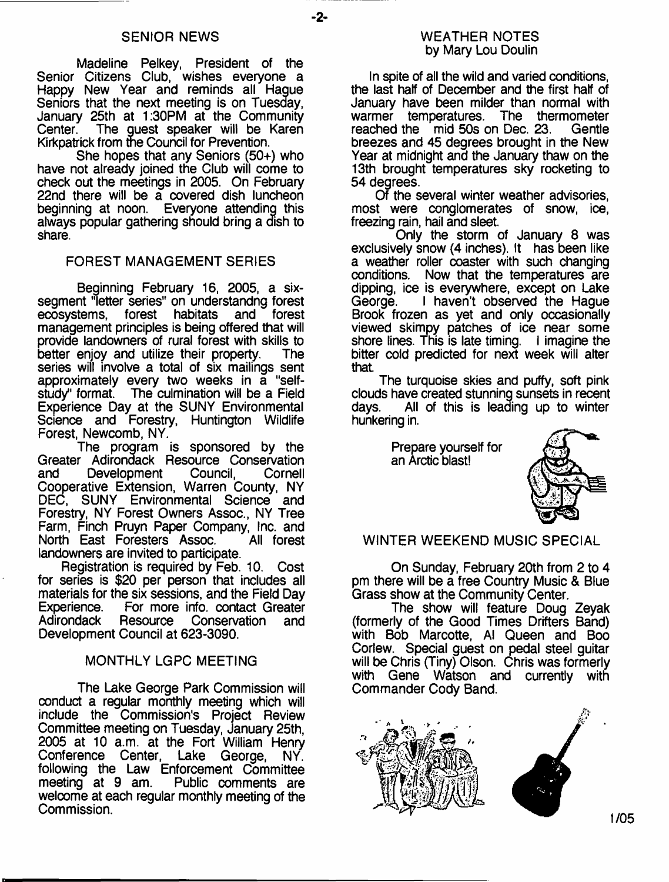## SENIOR NEWS

Madeline Pelkey, President of the Senior Citizens Club, wishes everyone a Happy New Year and reminds all Hague Seniors that the next meeting is on Tuesday, January 25th at 1:30PM at the Community Center. The guest speaker will be Karen Kirkpatrick from the Council for Prevention.

She hopes that any Seniors (50+) who have not already joined the Club will come to check out the meetings in 2005. On February 22nd there will be a covered dish luncheon beginning at noon. Everyone attending this always popular gathering should bring a dish to share.

## FOREST MANAGEMENT SERIES

Beginning February 16, 2005, a six-segment "letter series" on understandng forest ecosystems, forest habitats and forest management principles is being offered that will provide landowners of rural forest with skills to better enjoy and utilize their property. The series will involve a total of six mailings sent approximately every two weeks in a "self-study" format. The culmination will be a Field Experience Day at the SUNY Environmental Science and Forestry, Huntington Wildlife Forest, Newcomb, NY.

The program is sponsored by the Greater Adirondack Resource Conservation and Development Council, Cornell Cooperative Extension, Warren County, NY DEC, SUNY Environmental Science and Forestry, NY Forest Owners Assoc., NY Tree Farm, Finch Pruyn Paper Company, Inc. and North East Foresters Assoc. All forest landowners are invited to participate.

Registration is required by Feb. 10. Cost for series is $20 per person that includes all materials for the six sessions, and the Field Day Experience. For more info. contact Greater Adirondack Resource Conservation and Development Council at 623-3090.

## MONTHLY LGPC MEETING

The Lake George Park Commission will conduct a regular monthly meeting which will include the Commission's Project Review Committee meeting on Tuesday, January 25th, 2005 at 10 a.m. at the Fort William Henry Conference Center, Lake George, NY. following the Law Enforcement Committee meeting at 9 am. Public comments are welcome at each regular monthly meeting of the Commission.

## WEATHER NOTES
by Mary Lou Doulin

In spite of all the wild and varied conditions, the last half of December and the first half of January have been milder than normal with warmer temperatures. The thermometer reached the mid 50s on Dec. 23. Gentle breezes and 45 degrees brought in the New Year at midnight and the January thaw on the 13th brought temperatures sky rocketing to 54 degrees.

Of the several winter weather advisories, most were conglomerates of snow, ice, freezing rain, hail and sleet.

Only the storm of January 8 was exclusively snow (4 inches). It has been like a weather roller coaster with such changing conditions. Now that the temperatures are dipping, ice is everywhere, except on Lake George. I haven't observed the Hague Brook frozen as yet and only occasionally viewed skimpy patches of ice near some shore lines. This is late timing. I imagine the bitter cold predicted for next week will alter that.

The turquoise skies and puffy, soft pink clouds have created stunning sunsets in recent days. All of this is leading up to winter hunkering in.

Prepare yourself for an Arctic blast!

## WINTER WEEKEND MUSIC SPECIAL

On Sunday, February 20th from 2 to 4 pm there will be a free Country Music & Blue Grass show at the Community Center.

The show will feature Doug Zeyak (formerly of the Good Times Drifters Band) with Bob Marcotte, Al Queen and Boo Corlew. Special guest on pedal steel guitar will be Chris (Tiny) Olson. Chris was formerly with Gene Watson and currently with Commander Cody Band.

1/05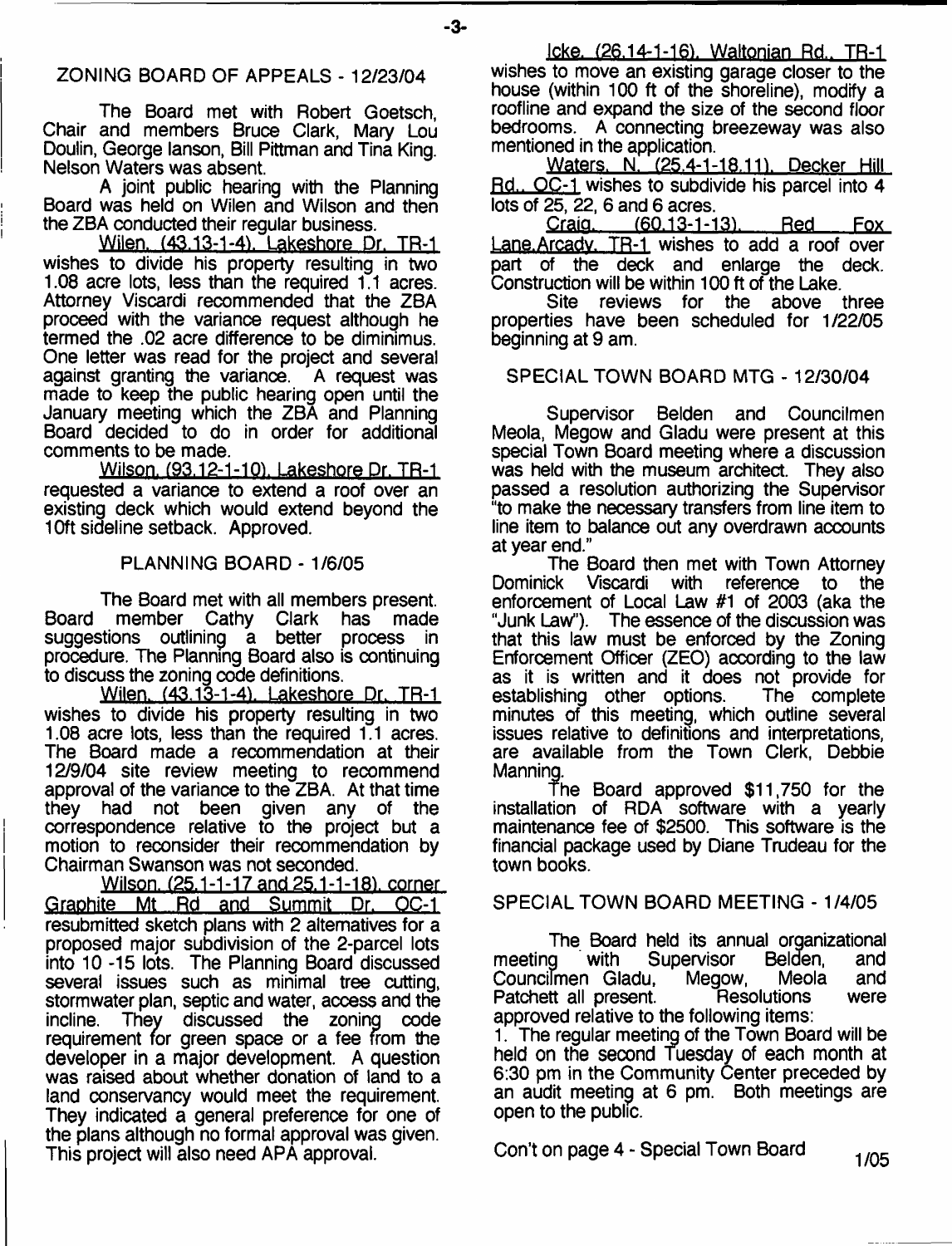## ZONING BOARD OF APPEALS - 12/23/04

The Board met with Robert Goetsch, Chair and members Bruce Clark, Mary Lou Doulin, George Ianson, Bill Pittman and Tina King. Nelson Waters was absent.

A joint public hearing with the Planning Board was held on Wilen and Wilson and then the ZBA conducted their regular business.

Wilen, (43.13-1-4), Lakeshore Dr, TR-1 wishes to divide his property resulting in two 1.08 acre lots, less than the required 1.1 acres. Attorney Viscardi recommended that the ZBA proceed with the variance request although he termed the .02 acre difference to be diminimus. One letter was read for the project and several against granting the variance. A request was made to keep the public hearing open until the January meeting which the ZBA and Planning Board decided to do in order for additional comments to be made.

Wilson, (93.12-1-10), Lakeshore Dr, TR-1 requested a variance to extend a roof over an existing deck which would extend beyond the 10ft sideline setback. Approved.

## PLANNING BOARD - 1/6/05

The Board met with all members present. Board member Cathy Clark has made suggestions outlining a better process in procedure. The Planning Board also is continuing to discuss the zoning code definitions.

Wilen, (43.13-1-4), Lakeshore Dr, TR-1 wishes to divide his property resulting in two 1.08 acre lots, less than the required 1.1 acres. The Board made a recommendation at their 12/9/04 site review meeting to recommend approval of the variance to the ZBA. At that time they had not been given any of the correspondence relative to the project but a motion to reconsider their recommendation by Chairman Swanson was not seconded.

Wilson, (25.1-1-17 and 25.1-1-18), corner Graphite Mt Rd and Summit Dr, OC-1 resubmitted sketch plans with 2 alternatives for a proposed major subdivision of the 2-parcel lots into 10 -15 lots. The Planning Board discussed several issues such as minimal tree cutting, stormwater plan, septic and water, access and the incline. They discussed the zoning code requirement for green space or a fee from the developer in a major development. A question was raised about whether donation of land to a land conservancy would meet the requirement. They indicated a general preference for one of the plans although no formal approval was given. This project will also need APA approval.

Icke, (26.14-1-16), Waltonian Rd., TR-1 wishes to move an existing garage closer to the house (within 100 ft of the shoreline), modify a roofline and expand the size of the second floor bedrooms. A connecting breezeway was also mentioned in the application.

Waters, N. (25.4-1-18.11), Decker Hill Rd., OC-1 wishes to subdivide his parcel into 4 lots of 25, 22, 6 and 6 acres.

Craig, (60.13-1-13), Red Fox Lane,Arcady, TR-1 wishes to add a roof over part of the deck and enlarge the deck. Construction will be within 100 ft of the Lake.

Site reviews for the above three properties have been scheduled for 1/22/05 beginning at 9 am.

## SPECIAL TOWN BOARD MTG - 12/30/04

Supervisor Belden and Councilmen Meola, Megow and Gladu were present at this special Town Board meeting where a discussion was held with the museum architect. They also passed a resolution authorizing the Supervisor "to make the necessary transfers from line item to line item to balance out any overdrawn accounts at year end."

The Board then met with Town Attorney Dominick Viscardi with reference to the enforcement of Local Law #1 of 2003 (aka the "Junk Law"). The essence of the discussion was that this law must be enforced by the Zoning Enforcement Officer (ZEO) according to the law as it is written and it does not provide for establishing other options. The complete minutes of this meeting, which outline several issues relative to definitions and interpretations, are available from the Town Clerk, Debbie Manning.

The Board approved $11,750 for the installation of RDA software with a yearly maintenance fee of $2500. This software is the financial package used by Diane Trudeau for the town books.

## SPECIAL TOWN BOARD MEETING - 1/4/05

The Board held its annual organizational meeting with Supervisor Belden, and Councilmen Gladu, Megow, Meola and Patchett all present. Resolutions were approved relative to the following items:

1. The regular meeting of the Town Board will be held on the second Tuesday of each month at 6:30 pm in the Community Center preceded by an audit meeting at 6 pm. Both meetings are open to the public.

Con't on page 4 - Special Town Board 1/05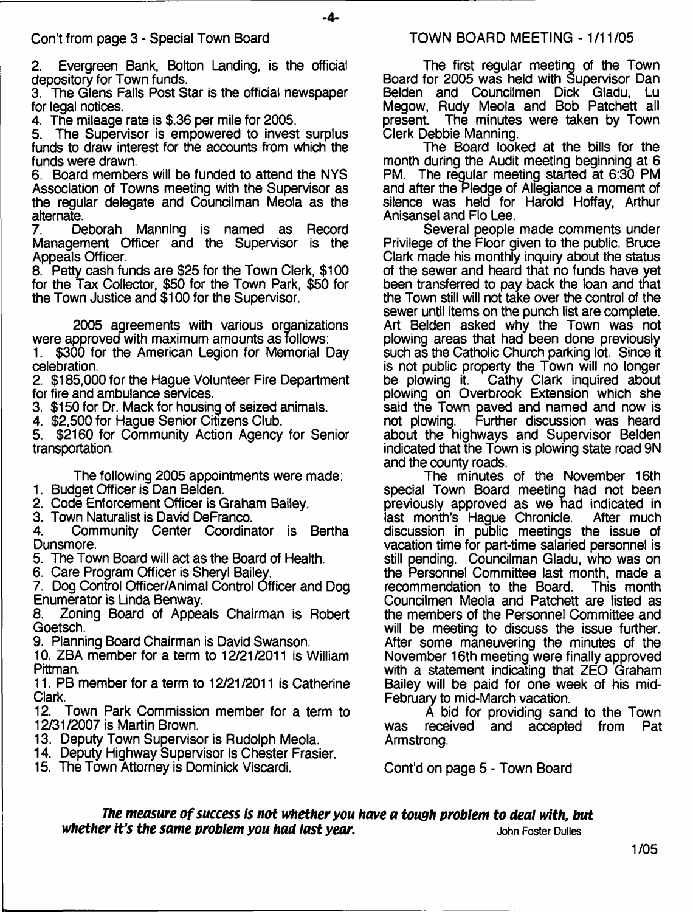Con't from page 3 - Special Town Board

2. Evergreen Bank, Bolton Landing, is the official depository for Town funds.
3. The Glens Falls Post Star is the official newspaper for legal notices.
4. The mileage rate is $.36 per mile for 2005.
5. The Supervisor is empowered to invest surplus funds to draw interest for the accounts from which the funds were drawn.
6. Board members will be funded to attend the NYS Association of Towns meeting with the Supervisor as the regular delegate and Councilman Meola as the alternate.
7. Deborah Manning is named as Record Management Officer and the Supervisor is the Appeals Officer.
8. Petty cash funds are $25 for the Town Clerk, $100 for the Tax Collector, $50 for the Town Park, $50 for the Town Justice and $100 for the Supervisor.

2005 agreements with various organizations were approved with maximum amounts as follows:

1. $300 for the American Legion for Memorial Day celebration.
2. $185,000 for the Hague Volunteer Fire Department for fire and ambulance services.
3. $150 for Dr. Mack for housing of seized animals.
4. $2,500 for Hague Senior Citizens Club.
5. $2160 for Community Action Agency for Senior transportation.

The following 2005 appointments were made:

1. Budget Officer is Dan Belden.
2. Code Enforcement Officer is Graham Bailey.
3. Town Naturalist is David DeFranco.
4. Community Center Coordinator is Bertha Dunsmore.
5. The Town Board will act as the Board of Health.
6. Care Program Officer is Sheryl Bailey.
7. Dog Control Officer/Animal Control Officer and Dog Enumerator is Linda Benway.
8. Zoning Board of Appeals Chairman is Robert Goetsch.
9. Planning Board Chairman is David Swanson.
10. ZBA member for a term to 12/21/2011 is William Pittman.
11. PB member for a term to 12/21/2011 is Catherine Clark.
12. Town Park Commission member for a term to 12/31/2007 is Martin Brown.
13. Deputy Town Supervisor is Rudolph Meola.
14. Deputy Highway Supervisor is Chester Frasier.
15. The Town Attorney is Dominick Viscardi.

## TOWN BOARD MEETING - 1/11/05

The first regular meeting of the Town Board for 2005 was held with Supervisor Dan Belden and Councilmen Dick Gladu, Lu Megow, Rudy Meola and Bob Patchett all present. The minutes were taken by Town Clerk Debbie Manning.

The Board looked at the bills for the month during the Audit meeting beginning at 6 PM. The regular meeting started at 6:30 PM and after the Pledge of Allegiance a moment of silence was held for Harold Hoffay, Arthur Anisansel and Flo Lee.

Several people made comments under Privilege of the Floor given to the public. Bruce Clark made his monthly inquiry about the status of the sewer and heard that no funds have yet been transferred to pay back the loan and that the Town still will not take over the control of the sewer until items on the punch list are complete. Art Belden asked why the Town was not plowing areas that had been done previously such as the Catholic Church parking lot. Since it is not public property the Town will no longer be plowing it. Cathy Clark inquired about plowing on Overbrook Extension which she said the Town paved and named and now is not plowing. Further discussion was heard about the highways and Supervisor Belden indicated that the Town is plowing state road 9N and the county roads.

The minutes of the November 16th special Town Board meeting had not been previously approved as we had indicated in last month's Hague Chronicle. After much discussion in public meetings the issue of vacation time for part-time salaried personnel is still pending. Councilman Gladu, who was on the Personnel Committee last month, made a recommendation to the Board. This month Councilmen Meola and Patchett are listed as the members of the Personnel Committee and will be meeting to discuss the issue further. After some maneuvering the minutes of the November 16th meeting were finally approved with a statement indicating that ZEO Graham Bailey will be paid for one week of his mid-February to mid-March vacation.

A bid for providing sand to the Town was received and accepted from Pat Armstrong.

Cont'd on page 5 - Town Board

***The measure of success is not whether you have a tough problem to deal with, but whether it's the same problem you had last year.*** John Foster Dulles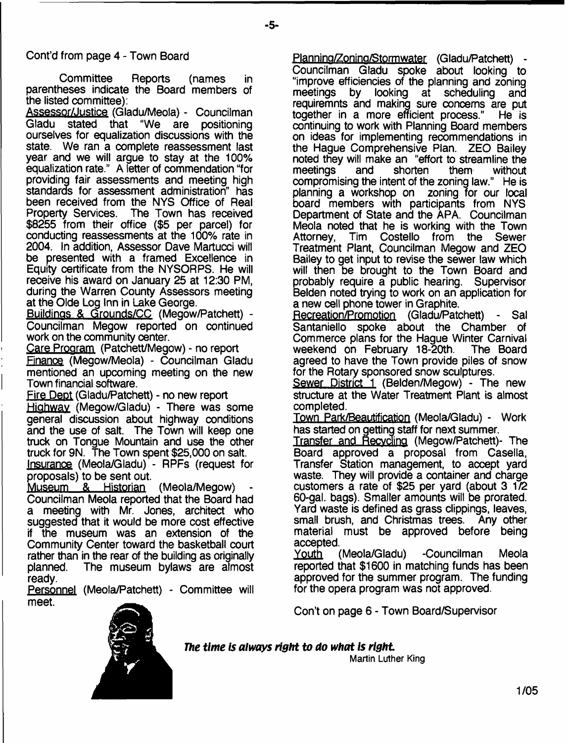Cont'd from page 4 - Town Board

Committee Reports (names in parentheses indicate the Board members of the listed committee):

Assessor/Justice (Gladu/Meola) - Councilman Gladu stated that "We are positioning ourselves for equalization discussions with the state. We ran a complete reassessment last year and we will argue to stay at the 100% equalization rate." A letter of commendation "for providing fair assessments and meeting high standards for assessment administration" has been received from the NYS Office of Real Property Services. The Town has received $8255 from their office ($5 per parcel) for conducting reassessments at the 100% rate in 2004. In addition, Assessor Dave Martucci will be presented with a framed Excellence in Equity certificate from the NYSORPS. He will receive his award on January 25 at 12:30 PM, during the Warren County Assessors meeting at the Olde Log Inn in Lake George.

Buildings & Grounds/CC (Megow/Patchett) - Councilman Megow reported on continued work on the community center.

Care Program (Patchett/Megow) - no report

Finance (Megow/Meola) - Councilman Gladu mentioned an upcoming meeting on the new Town financial software.

Fire Dept (Gladu/Patchett) - no new report

Highway (Megow/Gladu) - There was some general discussion about highway conditions and the use of salt. The Town will keep one truck on Tongue Mountain and use the other truck for 9N. The Town spent $25,000 on salt.

Insurance (Meola/Gladu) - RPFs (request for proposals) to be sent out.

Museum & Historian (Meola/Megow) - Councilman Meola reported that the Board had a meeting with Mr. Jones, architect who suggested that it would be more cost effective if the museum was an extension of the Community Center toward the basketball court rather than in the rear of the building as originally planned. The museum bylaws are almost ready.

Personnel (Meola/Patchett) - Committee will meet.

Planning/Zoning/Stormwater (Gladu/Patchett) - Councilman Gladu spoke about looking to "improve efficiencies of the planning and zoning meetings by looking at scheduling and requiremnts and making sure concerns are put together in a more efficient process." He is continuing to work with Planning Board members on ideas for implementing recommendations in the Hague Comprehensive Plan. ZEO Bailey noted they will make an "effort to streamline the meetings and shorten them without compromising the intent of the zoning law." He is planning a workshop on zoning for our local board members with participants from NYS Department of State and the APA. Councilman Meola noted that he is working with the Town Attorney, Tim Costello from the Sewer Treatment Plant, Councilman Megow and ZEO Bailey to get input to revise the sewer law which will then be brought to the Town Board and probably require a public hearing. Supervisor Belden noted trying to work on an application for a new cell phone tower in Graphite.

Recreation/Promotion (Gladu/Patchett) - Sal Santaniello spoke about the Chamber of Commerce plans for the Hague Winter Carnival weekend on February 18-20th. The Board agreed to have the Town provide piles of snow for the Rotary sponsored snow sculptures.

Sewer District 1 (Belden/Megow) - The new structure at the Water Treatment Plant is almost completed.

Town Park/Beautification (Meola/Gladu) - Work has started on getting staff for next summer.

Transfer and Recycling (Megow/Patchett)- The Board approved a proposal from Casella, Transfer Station management, to accept yard waste. They will provide a container and charge customers a rate of $25 per yard (about 3 1/2 60-gal. bags). Smaller amounts will be prorated. Yard waste is defined as grass clippings, leaves, small brush, and Christmas trees. Any other material must be approved before being accepted.

Youth (Meola/Gladu) -Councilman Meola reported that $1600 in matching funds has been approved for the summer program. The funding for the opera program was not approved.

Con't on page 6 - Town Board/Supervisor

***The time is always right to do what is right.***
Martin Luther King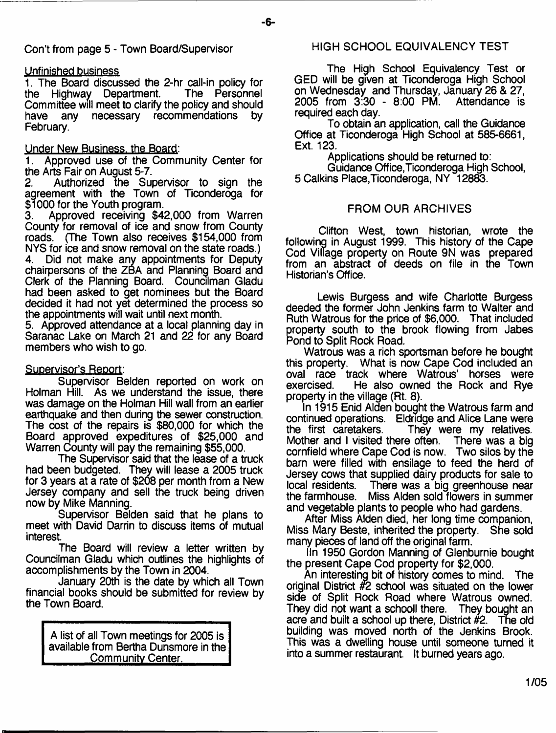Con't from page 5 - Town Board/Supervisor

Unfinished business

1. The Board discussed the 2-hr call-in policy for the Highway Department. The Personnel Committee will meet to clarify the policy and should have any necessary recommendations by February.

Under New Business, the Board:

1. Approved use of the Community Center for the Arts Fair on August 5-7.
2. Authorized the Supervisor to sign the agreement with the Town of Ticonderoga for $1000 for the Youth program.
3. Approved receiving $42,000 from Warren County for removal of ice and snow from County roads. (The Town also receives $154,000 from NYS for ice and snow removal on the state roads.)
4. Did not make any appointments for Deputy chairpersons of the ZBA and Planning Board and Clerk of the Planning Board. Councilman Gladu had been asked to get nominees but the Board decided it had not yet determined the process so the appointments will wait until next month.
5. Approved attendance at a local planning day in Saranac Lake on March 21 and 22 for any Board members who wish to go.

Supervisor's Report:

Supervisor Belden reported on work on Holman Hill. As we understand the issue, there was damage on the Holman Hill wall from an earlier earthquake and then during the sewer construction. The cost of the repairs is $80,000 for which the Board approved expeditures of $25,000 and Warren County will pay the remaining $55,000.

The Supervisor said that the lease of a truck had been budgeted. They will lease a 2005 truck for 3 years at a rate of $208 per month from a New Jersey company and sell the truck being driven now by Mike Manning.

Supervisor Belden said that he plans to meet with David Darrin to discuss items of mutual interest.

The Board will review a letter written by Councilman Gladu which outlines the highlights of accomplishments by the Town in 2004.

January 20th is the date by which all Town financial books should be submitted for review by the Town Board.

A list of all Town meetings for 2005 is available from Bertha Dunsmore in the Community Center.

## HIGH SCHOOL EQUIVALENCY TEST

The High School Equivalency Test or GED will be given at Ticonderoga High School on Wednesday and Thursday, January 26 & 27, 2005 from 3:30 - 8:00 PM. Attendance is required each day.

To obtain an application, call the Guidance Office at Ticonderoga High School at 585-6661, Ext. 123.

Applications should be returned to:

Guidance Office, Ticonderoga High School, 5 Calkins Place, Ticonderoga, NY 12883.

## FROM OUR ARCHIVES

Clifton West, town historian, wrote the following in August 1999. This history of the Cape Cod Village property on Route 9N was prepared from an abstract of deeds on file in the Town Historian's Office.

Lewis Burgess and wife Charlotte Burgess deeded the former John Jenkins farm to Walter and Ruth Watrous for the price of $6,000. That included property south to the brook flowing from Jabes Pond to Split Rock Road.

Watrous was a rich sportsman before he bought this property. What is now Cape Cod included an oval race track where Watrous' horses were exercised. He also owned the Rock and Rye property in the village (Rt. 8).

In 1915 Enid Alden bought the Watrous farm and continued operations. Eldridge and Alice Lane were the first caretakers. They were my relatives. Mother and I visited there often. There was a big cornfield where Cape Cod is now. Two silos by the barn were filled with ensilage to feed the herd of Jersey cows that supplied dairy products for sale to local residents. There was a big greenhouse near the farmhouse. Miss Alden sold flowers in summer and vegetable plants to people who had gardens.

After Miss Alden died, her long time companion, Miss Mary Beste, inherited the property. She sold many pieces of land off the original farm.

IIn 1950 Gordon Manning of Glenburnie bought the present Cape Cod property for $2,000.

An interesting bit of history comes to mind. The original District #2 school was situated on the lower side of Split Rock Road where Watrous owned. They did not want a schooll there. They bought an acre and built a school up there, District #2. The old building was moved north of the Jenkins Brook. This was a dwelling house until someone turned it into a summer restaurant. It burned years ago.

1/05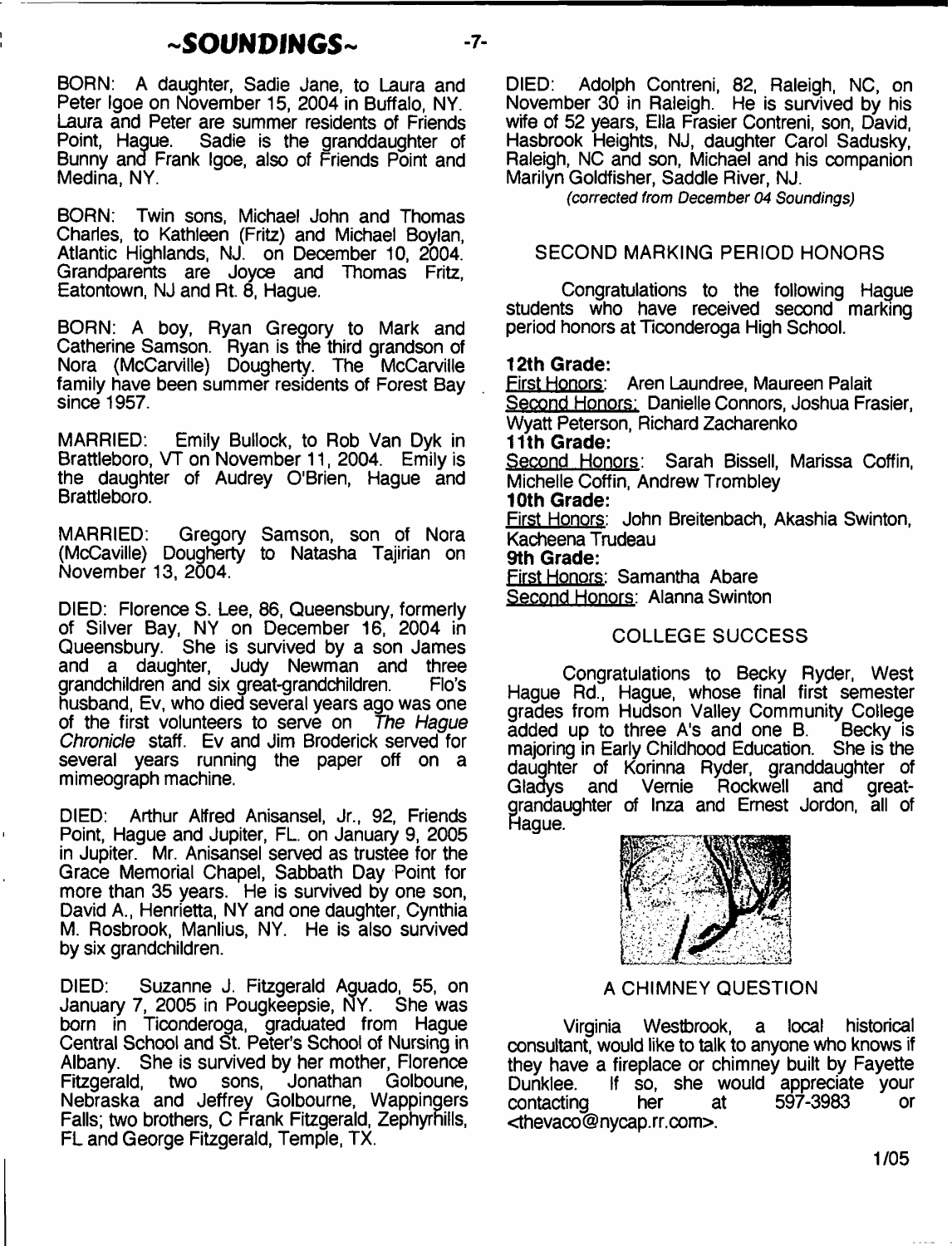## ~SOUNDINGS~

BORN: A daughter, Sadie Jane, to Laura and Peter Igoe on November 15, 2004 in Buffalo, NY. Laura and Peter are summer residents of Friends Point, Hague. Sadie is the granddaughter of Bunny and Frank Igoe, also of Friends Point and Medina, NY.

BORN: Twin sons, Michael John and Thomas Charles, to Kathleen (Fritz) and Michael Boylan, Atlantic Highlands, NJ. on December 10, 2004. Grandparents are Joyce and Thomas Fritz, Eatontown, NJ and Rt. 8, Hague.

BORN: A boy, Ryan Gregory to Mark and Catherine Samson. Ryan is the third grandson of Nora (McCarville) Dougherty. The McCarville family have been summer residents of Forest Bay since 1957.

MARRIED: Emily Bullock, to Rob Van Dyk in Brattleboro, VT on November 11, 2004. Emily is the daughter of Audrey O'Brien, Hague and Brattleboro.

MARRIED: Gregory Samson, son of Nora (McCaville) Dougherty to Natasha Tajirian on November 13, 2004.

DIED: Florence S. Lee, 86, Queensbury, formerly of Silver Bay, NY on December 16, 2004 in Queensbury. She is survived by a son James and a daughter, Judy Newman and three grandchildren and six great-grandchildren. Flo's husband, Ev, who died several years ago was one of the first volunteers to serve on *The Hague Chronicle* staff. Ev and Jim Broderick served for several years running the paper off on a mimeograph machine.

DIED: Arthur Alfred Anisansel, Jr., 92, Friends Point, Hague and Jupiter, FL. on January 9, 2005 in Jupiter. Mr. Anisansel served as trustee for the Grace Memorial Chapel, Sabbath Day Point for more than 35 years. He is survived by one son, David A., Henrietta, NY and one daughter, Cynthia M. Rosbrook, Manlius, NY. He is also survived by six grandchildren.

DIED: Suzanne J. Fitzgerald Aguado, 55, on January 7, 2005 in Pougkeepsie, NY. She was born in Ticonderoga, graduated from Hague Central School and St. Peter's School of Nursing in Albany. She is survived by her mother, Florence Fitzgerald, two sons, Jonathan Golboune, Nebraska and Jeffrey Golbourne, Wappingers Falls; two brothers, C Frank Fitzgerald, Zephyrhills, FL and George Fitzgerald, Temple, TX.

DIED: Adolph Contreni, 82, Raleigh, NC, on November 30 in Raleigh. He is survived by his wife of 52 years, Ella Frasier Contreni, son, David, Hasbrook Heights, NJ, daughter Carol Sadusky, Raleigh, NC and son, Michael and his companion Marilyn Goldfisher, Saddle River, NJ.

*(corrected from December 04 Soundings)*

### SECOND MARKING PERIOD HONORS

Congratulations to the following Hague students who have received second marking period honors at Ticonderoga High School.

**12th Grade:**
First Honors: Aren Laundree, Maureen Palait
Second Honors: Danielle Connors, Joshua Frasier, Wyatt Peterson, Richard Zacharenko

**11th Grade:**
Second Honors: Sarah Bissell, Marissa Coffin, Michelle Coffin, Andrew Trombley

**10th Grade:**
First Honors: John Breitenbach, Akashia Swinton, Kacheena Trudeau

**9th Grade:**
First Honors: Samantha Abare
Second Honors: Alanna Swinton

### COLLEGE SUCCESS

Congratulations to Becky Ryder, West Hague Rd., Hague, whose final first semester grades from Hudson Valley Community College added up to three A's and one B. Becky is majoring in Early Childhood Education. She is the daughter of Korinna Ryder, granddaughter of Gladys and Vernie Rockwell and great-grandaughter of Inza and Ernest Jordon, all of Hague.

### A CHIMNEY QUESTION

Virginia Westbrook, a local historical consultant, would like to talk to anyone who knows if they have a fireplace or chimney built by Fayette Dunklee. If so, she would appreciate your contacting her at 597-3983 or <thevaco@nycap.rr.com>.

1/05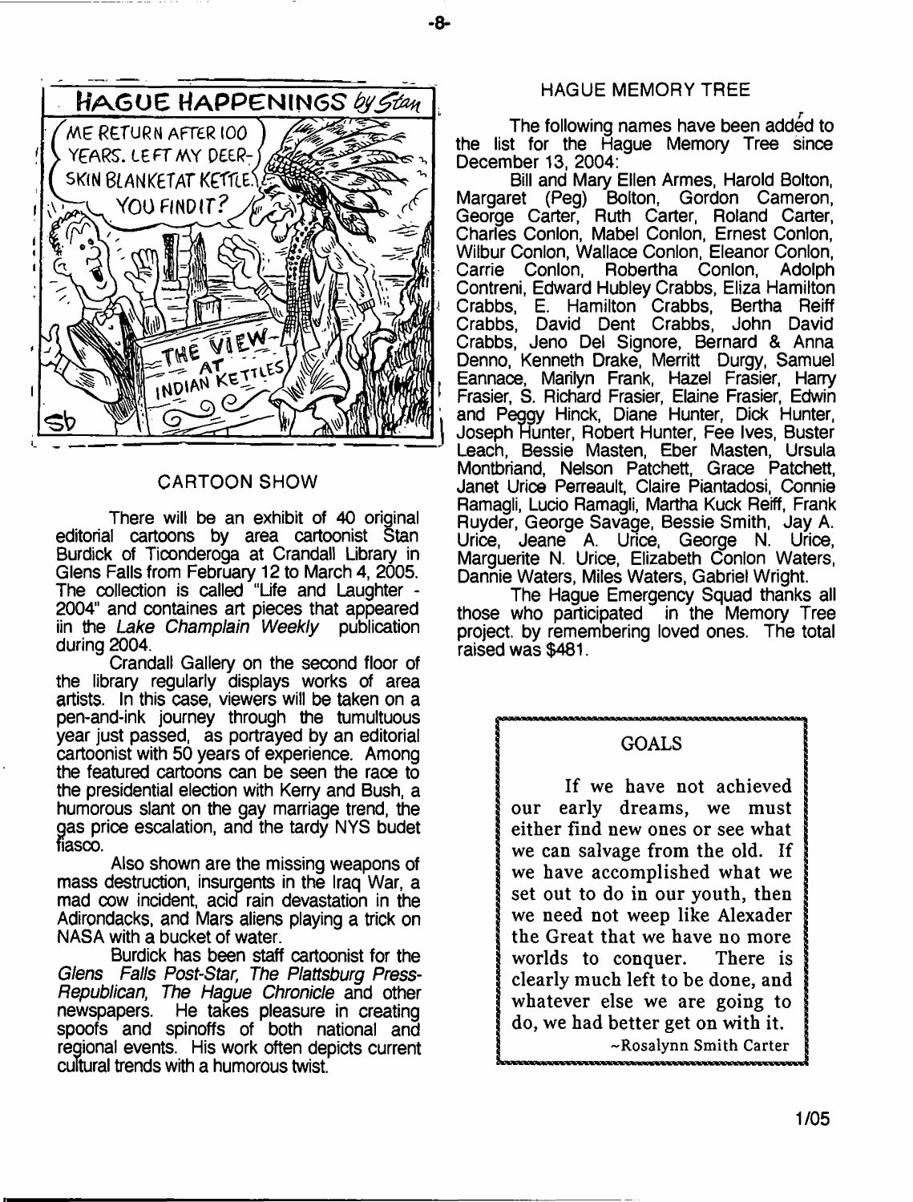## CARTOON SHOW

There will be an exhibit of 40 original editorial cartoons by area cartoonist Stan Burdick of Ticonderoga at Crandall Library in Glens Falls from February 12 to March 4, 2005. The collection is called "Life and Laughter - 2004" and containes art pieces that appeared iin the *Lake Champlain Weekly* publication during 2004.

Crandall Gallery on the second floor of the library regularly displays works of area artists. In this case, viewers will be taken on a pen-and-ink journey through the tumultuous year just passed, as portrayed by an editorial cartoonist with 50 years of experience. Among the featured cartoons can be seen the race to the presidential election with Kerry and Bush, a humorous slant on the gay marriage trend, the gas price escalation, and the tardy NYS budet fiasco.

Also shown are the missing weapons of mass destruction, insurgents in the Iraq War, a mad cow incident, acid rain devastation in the Adirondacks, and Mars aliens playing a trick on NASA with a bucket of water.

Burdick has been staff cartoonist for the *Glens Falls Post-Star, The Plattsburg Press-Republican, The Hague Chronicle* and other newspapers. He takes pleasure in creating spoofs and spinoffs of both national and regional events. His work often depicts current cultural trends with a humorous twist.

## HAGUE MEMORY TREE

The following names have been added to the list for the Hague Memory Tree since December 13, 2004:

Bill and Mary Ellen Armes, Harold Bolton, Margaret (Peg) Bolton, Gordon Cameron, George Carter, Ruth Carter, Roland Carter, Charles Conlon, Mabel Conlon, Ernest Conlon, Wilbur Conlon, Wallace Conlon, Eleanor Conlon, Carrie Conlon, Robertha Conlon, Adolph Contreni, Edward Hubley Crabbs, Eliza Hamilton Crabbs, E. Hamilton Crabbs, Bertha Reiff Crabbs, David Dent Crabbs, John David Crabbs, Jeno Del Signore, Bernard & Anna Denno, Kenneth Drake, Merritt Durgy, Samuel Eannace, Marilyn Frank, Hazel Frasier, Harry Frasier, S. Richard Frasier, Elaine Frasier, Edwin and Peggy Hinck, Diane Hunter, Dick Hunter, Joseph Hunter, Robert Hunter, Fee Ives, Buster Leach, Bessie Masten, Eber Masten, Ursula Montbriand, Nelson Patchett, Grace Patchett, Janet Urice Perreault, Claire Piantadosi, Connie Ramagli, Lucio Ramagli, Martha Kuck Reiff, Frank Ruyder, George Savage, Bessie Smith, Jay A. Urice, Jeane A. Urice, George N. Urice, Marguerite N. Urice, Elizabeth Conlon Waters, Dannie Waters, Miles Waters, Gabriel Wright.

The Hague Emergency Squad thanks all those who participated in the Memory Tree project. by remembering loved ones. The total raised was $481.

### GOALS

If we have not achieved our early dreams, we must either find new ones or see what we can salvage from the old. If we have accomplished what we set out to do in our youth, then we need not weep like Alexader the Great that we have no more worlds to conquer. There is clearly much left to be done, and whatever else we are going to do, we had better get on with it.

~Rosalynn Smith Carter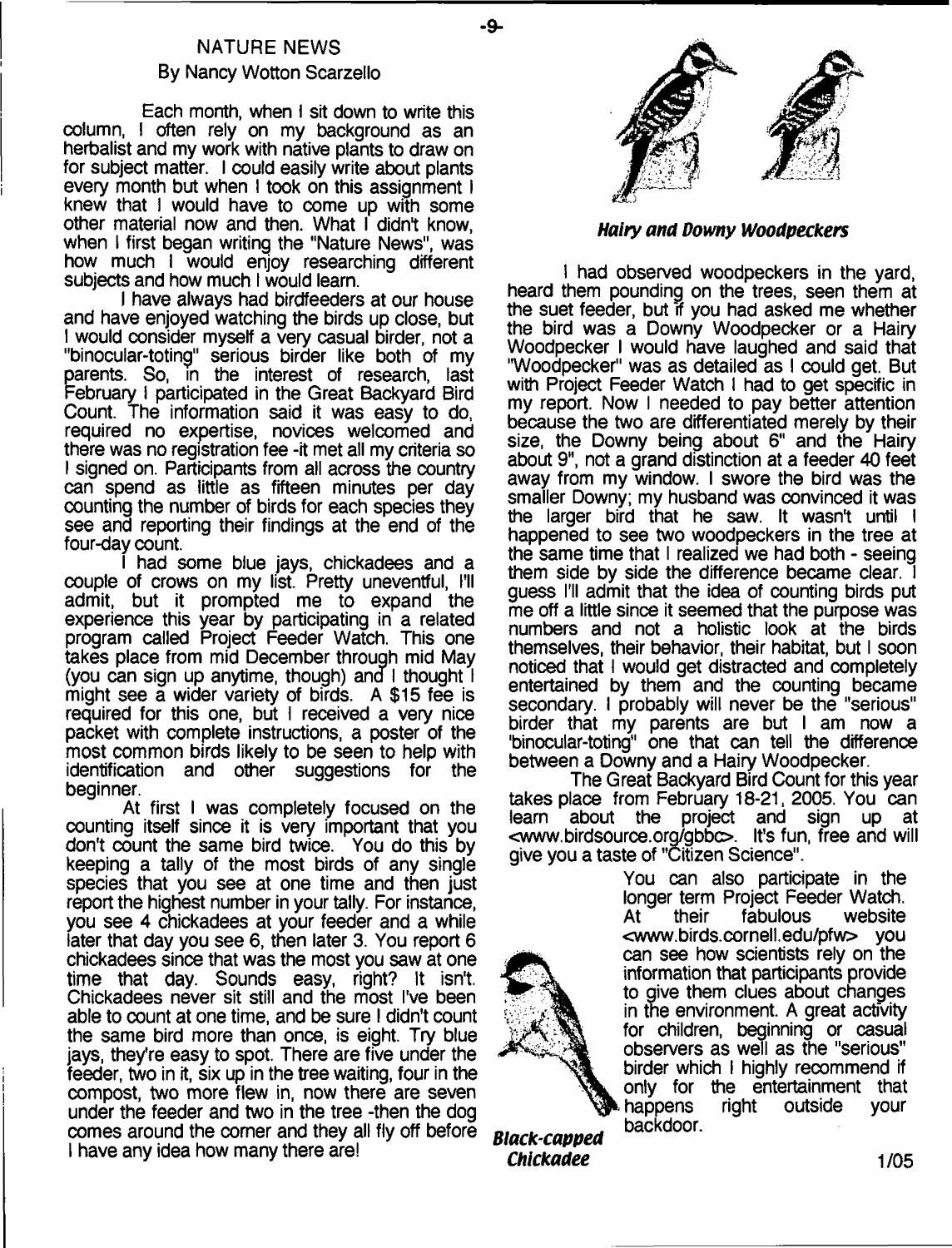## NATURE NEWS

By Nancy Wotton Scarzello

Each month, when I sit down to write this column, I often rely on my background as an herbalist and my work with native plants to draw on for subject matter. I could easily write about plants every month but when I took on this assignment I knew that I would have to come up with some other material now and then. What I didn't know, when I first began writing the "Nature News", was how much I would enjoy researching different subjects and how much I would learn.

I have always had birdfeeders at our house and have enjoyed watching the birds up close, but I would consider myself a very casual birder, not a "binocular-toting" serious birder like both of my parents. So, in the interest of research, last February I participated in the Great Backyard Bird Count. The information said it was easy to do, required no expertise, novices welcomed and there was no registration fee -it met all my criteria so I signed on. Participants from all across the country can spend as little as fifteen minutes per day counting the number of birds for each species they see and reporting their findings at the end of the four-day count.

I had some blue jays, chickadees and a couple of crows on my list. Pretty uneventful, I'll admit, but it prompted me to expand the experience this year by participating in a related program called Project Feeder Watch. This one takes place from mid December through mid May (you can sign up anytime, though) and I thought I might see a wider variety of birds. A $15 fee is required for this one, but I received a very nice packet with complete instructions, a poster of the most common birds likely to be seen to help with identification and other suggestions for the beginner.

At first I was completely focused on the counting itself since it is very important that you don't count the same bird twice. You do this by keeping a tally of the most birds of any single species that you see at one time and then just report the highest number in your tally. For instance, you see 4 chickadees at your feeder and a while later that day you see 6, then later 3. You report 6 chickadees since that was the most you saw at one time that day. Sounds easy, right? It isn't. Chickadees never sit still and the most I've been able to count at one time, and be sure I didn't count the same bird more than once, is eight. Try blue jays, they're easy to spot. There are five under the feeder, two in it, six up in the tree waiting, four in the compost, two more flew in, now there are seven under the feeder and two in the tree -then the dog comes around the corner and they all fly off before I have any idea how many there are!

***Hairy and Downy Woodpeckers***

I had observed woodpeckers in the yard, heard them pounding on the trees, seen them at the suet feeder, but if you had asked me whether the bird was a Downy Woodpecker or a Hairy Woodpecker I would have laughed and said that "Woodpecker" was as detailed as I could get. But with Project Feeder Watch I had to get specific in my report. Now I needed to pay better attention because the two are differentiated merely by their size, the Downy being about 6" and the Hairy about 9", not a grand distinction at a feeder 40 feet away from my window. I swore the bird was the smaller Downy; my husband was convinced it was the larger bird that he saw. It wasn't until I happened to see two woodpeckers in the tree at the same time that I realized we had both - seeing them side by side the difference became clear. I guess I'll admit that the idea of counting birds put me off a little since it seemed that the purpose was numbers and not a holistic look at the birds themselves, their behavior, their habitat, but I soon noticed that I would get distracted and completely entertained by them and the counting became secondary. I probably will never be the "serious" birder that my parents are but I am now a "binocular-toting" one that can tell the difference between a Downy and a Hairy Woodpecker.

The Great Backyard Bird Count for this year takes place from February 18-21, 2005. You can learn about the project and sign up at <www.birdsource.org/gbbc>. It's fun, free and will give you a taste of "Citizen Science".

You can also participate in the longer term Project Feeder Watch. At their fabulous website <www.birds.cornell.edu/pfw> you can see how scientists rely on the information that participants provide to give them clues about changes in the environment. A great activity for children, beginning or casual observers as well as the "serious" birder which I highly recommend if only for the entertainment that happens right outside your backdoor.

***Black-capped Chickadee***

1/05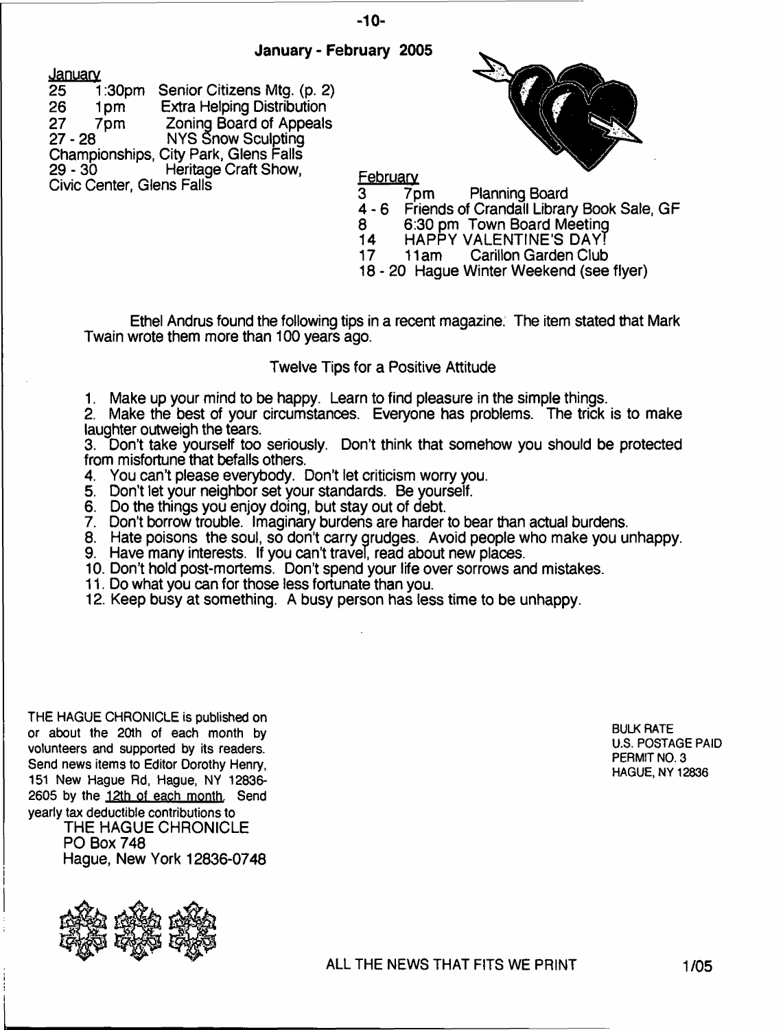## January - February 2005

**January**

25 1:30pm Senior Citizens Mtg. (p. 2)
26 1pm Extra Helping Distribution
27 7pm Zoning Board of Appeals
27 - 28 NYS Snow Sculpting Championships, City Park, Glens Falls
29 - 30 Heritage Craft Show, Civic Center, Glens Falls

**February**

3 7pm Planning Board
4 - 6 Friends of Crandall Library Book Sale, GF
8 6:30 pm Town Board Meeting
14 HAPPY VALENTINE'S DAY!
17 11am Carillon Garden Club
18 - 20 Hague Winter Weekend (see flyer)

Ethel Andrus found the following tips in a recent magazine. The item stated that Mark Twain wrote them more than 100 years ago.

### Twelve Tips for a Positive Attitude

1. Make up your mind to be happy. Learn to find pleasure in the simple things.
2. Make the best of your circumstances. Everyone has problems. The trick is to make laughter outweigh the tears.
3. Don't take yourself too seriously. Don't think that somehow you should be protected from misfortune that befalls others.
4. You can't please everybody. Don't let criticism worry you.
5. Don't let your neighbor set your standards. Be yourself.
6. Do the things you enjoy doing, but stay out of debt.
7. Don't borrow trouble. Imaginary burdens are harder to bear than actual burdens.
8. Hate poisons the soul, so don't carry grudges. Avoid people who make you unhappy.
9. Have many interests. If you can't travel, read about new places.
10. Don't hold post-mortems. Don't spend your life over sorrows and mistakes.
11. Do what you can for those less fortunate than you.
12. Keep busy at something. A busy person has less time to be unhappy.

THE HAGUE CHRONICLE is published on or about the 20th of each month by volunteers and supported by its readers. Send news items to Editor Dorothy Henry, 151 New Hague Rd, Hague, NY 12836-2605 by the 12th of each month. Send yearly tax deductible contributions to

THE HAGUE CHRONICLE
PO Box 748
Hague, New York 12836-0748

BULK RATE
U.S. POSTAGE PAID
PERMIT NO. 3
HAGUE, NY 12836

ALL THE NEWS THAT FITS WE PRINT 1/05